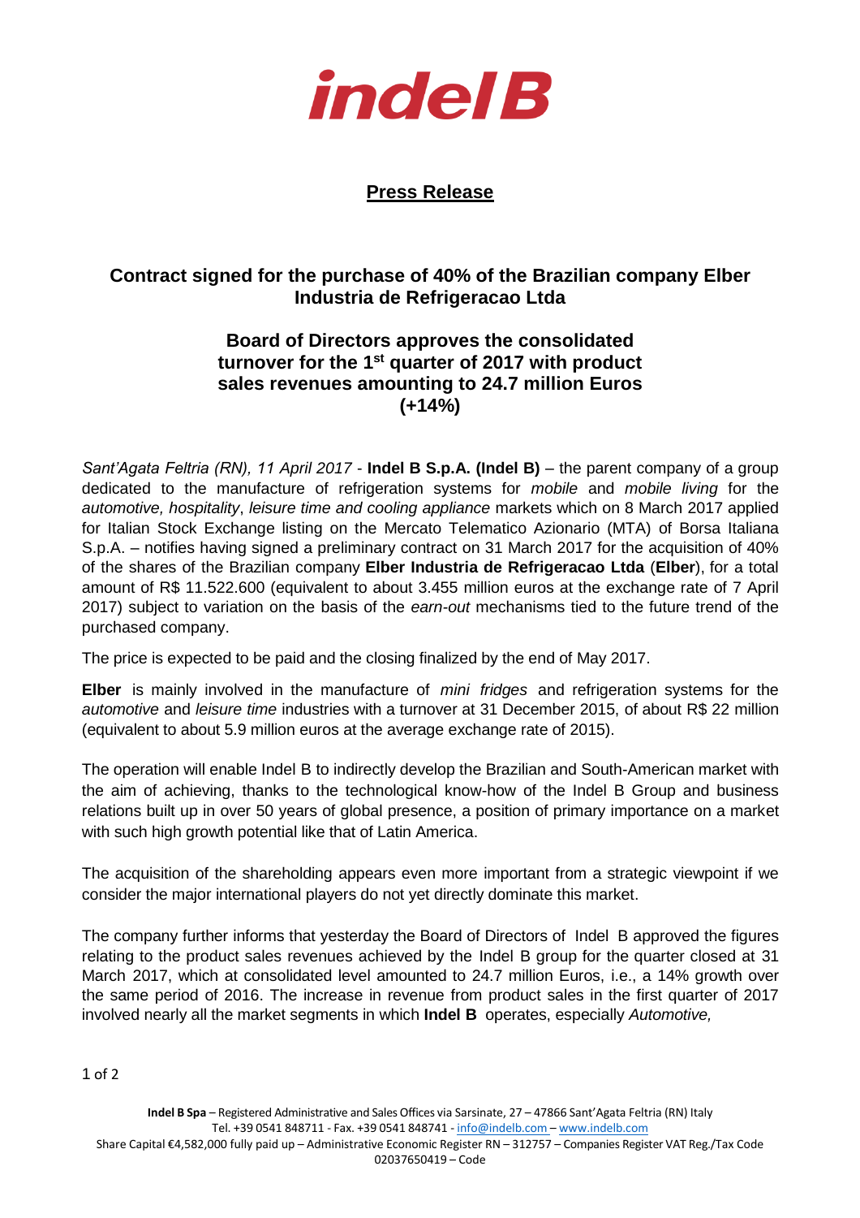**indelB**

## Press Release

### Contract signed for the purchase of 40% of the Brazilian company Elber Industria de Refrigeracao Ltda

### Board of Directors approves the consolidated turnover for the 1st quarter of 2017 with product sales revenues amounting to 24.7 million Euros (+14%)

*Sant'Agata Feltria (RN), 11 April 2017* - **Indel B S.p.A. (Indel B)** – the parent company of a group dedicated to the manufacture of refrigeration systems for *mobile* and *mobile living* for the *automotive, hospitality*, *leisure time and cooling appliance* markets which on 8 March 2017 applied for Italian Stock Exchange listing on the Mercato Telematico Azionario (MTA) of Borsa Italiana S.p.A. – notifies having signed a preliminary contract on 31 March 2017 for the acquisition of 40% of the shares of the Brazilian company **Elber Industria de Refrigeracao Ltda** (**Elber**), for a total amount of R$ 11.522.600 (equivalent to about 3.455 million euros at the exchange rate of 7 April 2017) subject to variation on the basis of the *earn-out* mechanisms tied to the future trend of the purchased company.

The price is expected to be paid and the closing finalized by the end of May 2017.

**Elber** is mainly involved in the manufacture of *mini fridges* and refrigeration systems for the *automotive* and *leisure time* industries with a turnover at 31 December 2015, of about R$ 22 million (equivalent to about 5.9 million euros at the average exchange rate of 2015).

The operation will enable Indel B to indirectly develop the Brazilian and South-American market with the aim of achieving, thanks to the technological know-how of the Indel B Group and business relations built up in over 50 years of global presence, a position of primary importance on a market with such high growth potential like that of Latin America.

The acquisition of the shareholding appears even more important from a strategic viewpoint if we consider the major international players do not yet directly dominate this market.

The company further informs that yesterday the Board of Directors of Indel B approved the figures relating to the product sales revenues achieved by the Indel B group for the quarter closed at 31 March 2017, which at consolidated level amounted to 24.7 million Euros, i.e., a 14% growth over the same period of 2016. The increase in revenue from product sales in the first quarter of 2017 involved nearly all the market segments in which **Indel B** operates, especially *Automotive,*

**Indel B Spa** – Registered Administrative and Sales Offices via Sarsinate, 27 – 47866 Sant'Agata Feltria (RN) Italy
Tel. +39 0541 848711 - Fax. +39 0541 848741 - info@indelb.com – www.indelb.com
Share Capital €4,582,000 fully paid up – Administrative Economic Register RN – 312757 – Companies Register VAT Reg./Tax Code 02037650419 – Code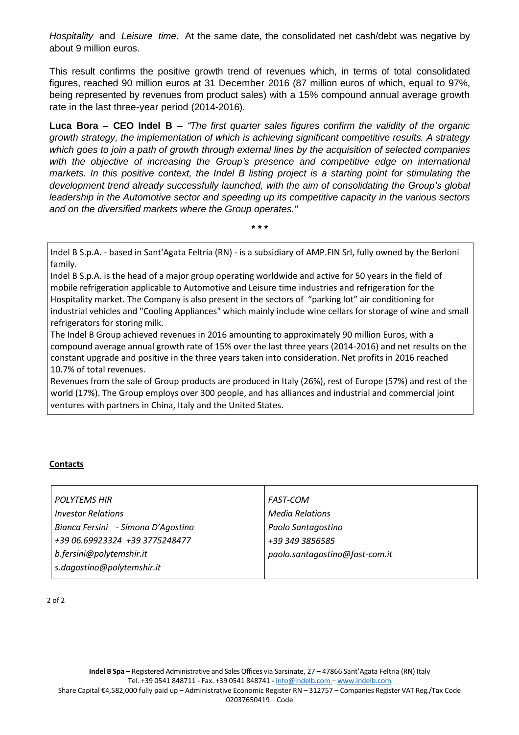*Hospitality* and *Leisure time*. At the same date, the consolidated net cash/debt was negative by about 9 million euros.

This result confirms the positive growth trend of revenues which, in terms of total consolidated figures, reached 90 million euros at 31 December 2016 (87 million euros of which, equal to 97%, being represented by revenues from product sales) with a 15% compound annual average growth rate in the last three-year period (2014-2016).

**Luca Bora – CEO Indel B –** *"The first quarter sales figures confirm the validity of the organic growth strategy, the implementation of which is achieving significant competitive results. A strategy which goes to join a path of growth through external lines by the acquisition of selected companies with the objective of increasing the Group's presence and competitive edge on international markets. In this positive context, the Indel B listing project is a starting point for stimulating the development trend already successfully launched, with the aim of consolidating the Group's global leadership in the Automotive sector and speeding up its competitive capacity in the various sectors and on the diversified markets where the Group operates."*

\* \* \*

Indel B S.p.A. - based in Sant'Agata Feltria (RN) - is a subsidiary of AMP.FIN Srl, fully owned by the Berloni family.

Indel B S.p.A. is the head of a major group operating worldwide and active for 50 years in the field of mobile refrigeration applicable to Automotive and Leisure time industries and refrigeration for the Hospitality market. The Company is also present in the sectors of "parking lot" air conditioning for industrial vehicles and "Cooling Appliances" which mainly include wine cellars for storage of wine and small refrigerators for storing milk.

The Indel B Group achieved revenues in 2016 amounting to approximately 90 million Euros, with a compound average annual growth rate of 15% over the last three years (2014-2016) and net results on the constant upgrade and positive in the three years taken into consideration. Net profits in 2016 reached 10.7% of total revenues.

Revenues from the sale of Group products are produced in Italy (26%), rest of Europe (57%) and rest of the world (17%). The Group employs over 300 people, and has alliances and industrial and commercial joint ventures with partners in China, Italy and the United States.

**Contacts**

| | |
|---|---|
| *POLYTEMS HIR* | *FAST-COM* |
| *Investor Relations* | *Media Relations* |
| *Bianca Fersini - Simona D'Agostino* | *Paolo Santagostino* |
| *+39 06.69923324 +39 3775248477* | *+39 349 3856585* |
| *b.fersini@polytemshir.it* | *paolo.santagostino@fast-com.it* |
| *s.dagostino@polytemshir.it* | |

**Indel B Spa** – Registered Administrative and Sales Offices via Sarsinate, 27 – 47866 Sant'Agata Feltria (RN) Italy
Tel. +39 0541 848711 - Fax. +39 0541 848741 - info@indelb.com – www.indelb.com
Share Capital €4,582,000 fully paid up – Administrative Economic Register RN – 312757 – Companies Register VAT Reg./Tax Code 02037650419 – Code